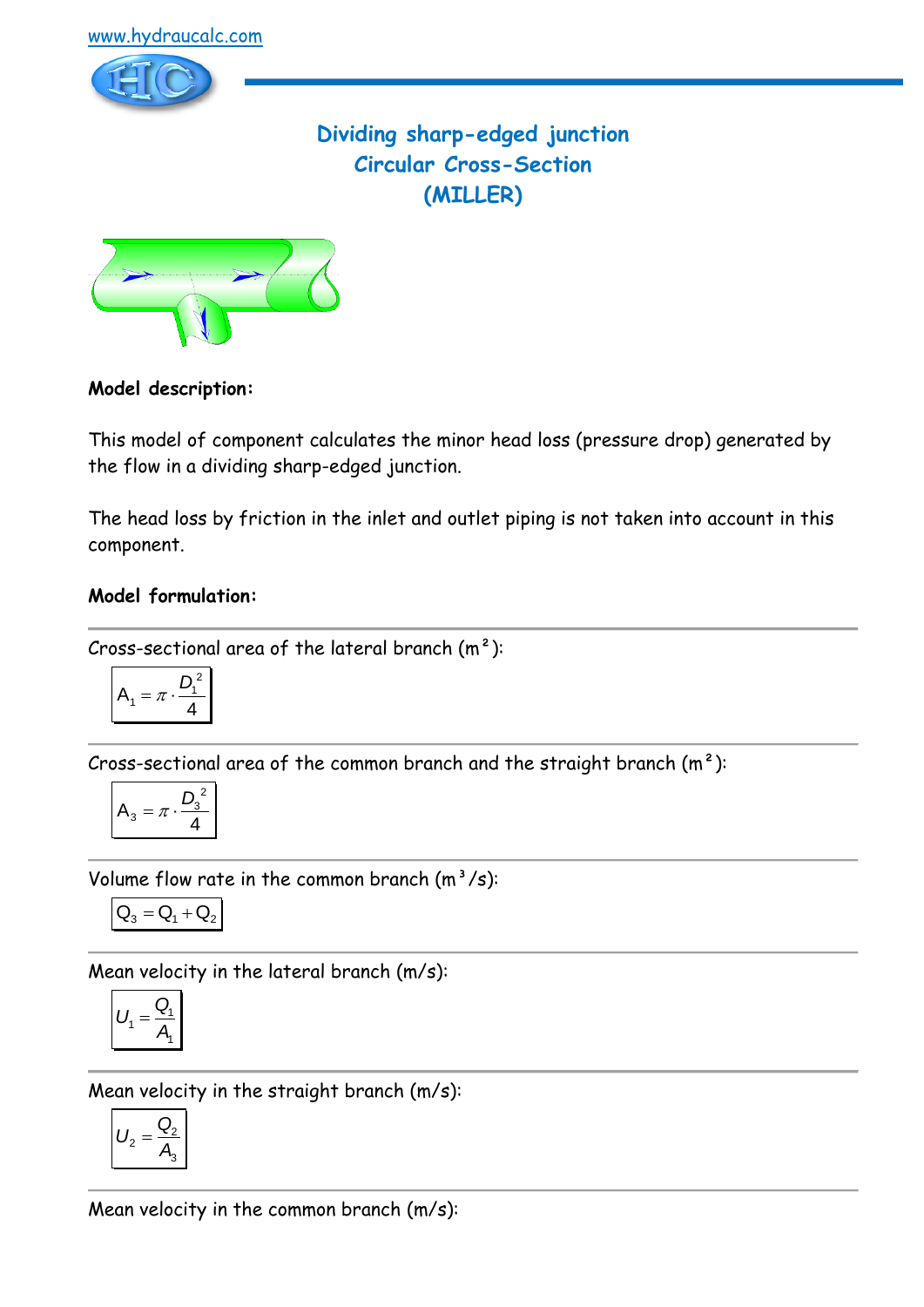www.hydraucalc.com

# Dividing sharp-edged junction
# Circular Cross-Section
# (MILLER)

**Model description:**

This model of component calculates the minor head loss (pressure drop) generated by the flow in a dividing sharp-edged junction.

The head loss by friction in the inlet and outlet piping is not taken into account in this component.

**Model formulation:**

---

Cross-sectional area of the lateral branch (m²):

$$A_1 = \pi \cdot \frac{D_1^2}{4}$$

---

Cross-sectional area of the common branch and the straight branch (m²):

$$A_3 = \pi \cdot \frac{D_3^2}{4}$$

---

Volume flow rate in the common branch (m³/s):

$$Q_3 = Q_1 + Q_2$$

---

Mean velocity in the lateral branch (m/s):

$$U_1 = \frac{Q_1}{A_1}$$

---

Mean velocity in the straight branch (m/s):

$$U_2 = \frac{Q_2}{A_3}$$

---

Mean velocity in the common branch (m/s):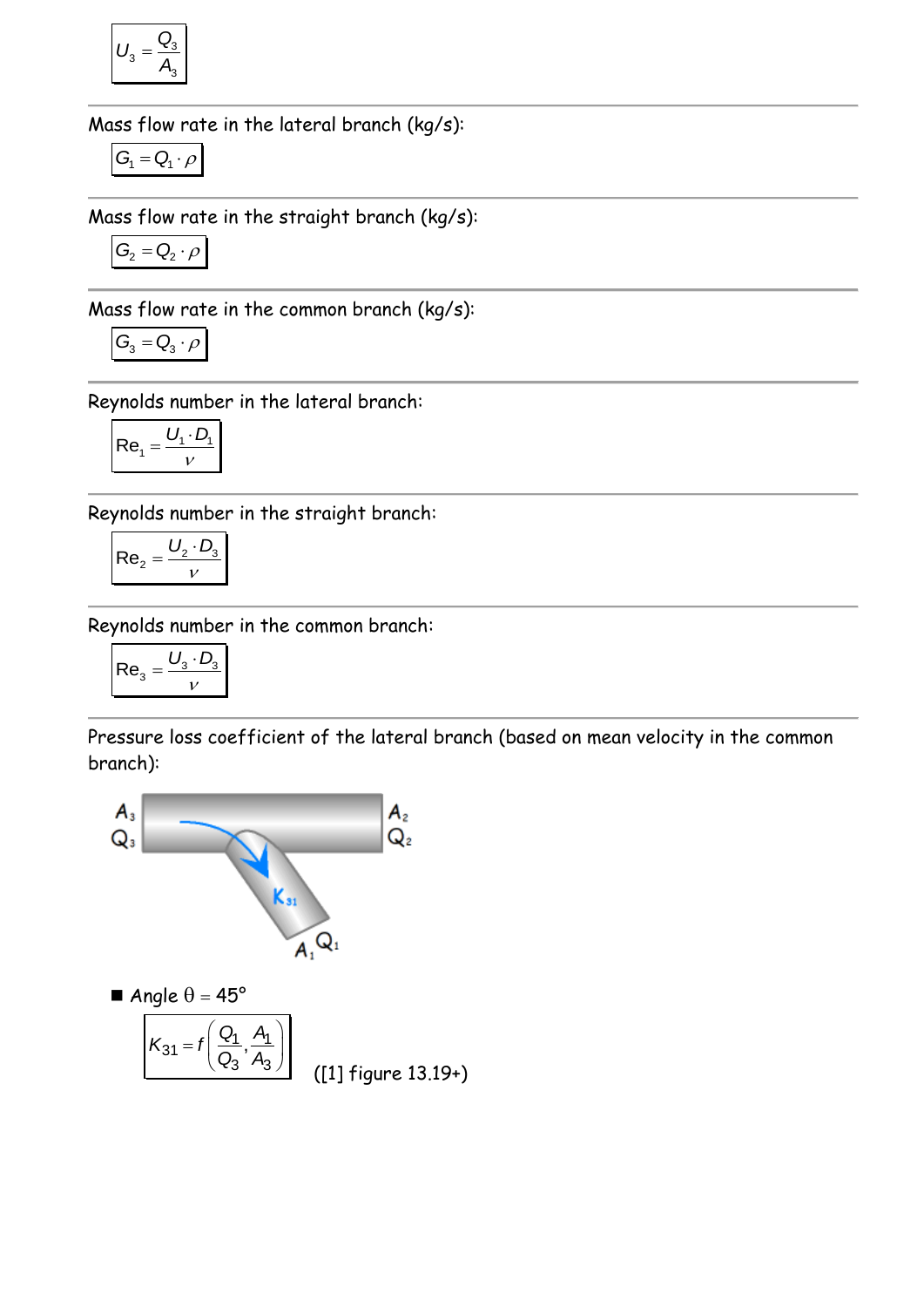$$U_3 = \frac{Q_3}{A_3}$$

Mass flow rate in the lateral branch (kg/s):

$$G_1 = Q_1 \cdot \rho$$

Mass flow rate in the straight branch (kg/s):

$$G_2 = Q_2 \cdot \rho$$

Mass flow rate in the common branch (kg/s):

$$G_3 = Q_3 \cdot \rho$$

Reynolds number in the lateral branch:

$$\mathrm{Re}_1 = \frac{U_1 \cdot D_1}{\nu}$$

Reynolds number in the straight branch:

$$\mathrm{Re}_2 = \frac{U_2 \cdot D_3}{\nu}$$

Reynolds number in the common branch:

$$\mathrm{Re}_3 = \frac{U_3 \cdot D_3}{\nu}$$

Pressure loss coefficient of the lateral branch (based on mean velocity in the common branch):

$A_3$
$Q_3$
$A_2$
$Q_2$
$K_{31}$
$A_1$ $Q_1$

- Angle $\theta = 45°$

$$K_{31} = f\left(\frac{Q_1}{Q_3}, \frac{A_1}{A_3}\right)$$

([1] figure 13.19+)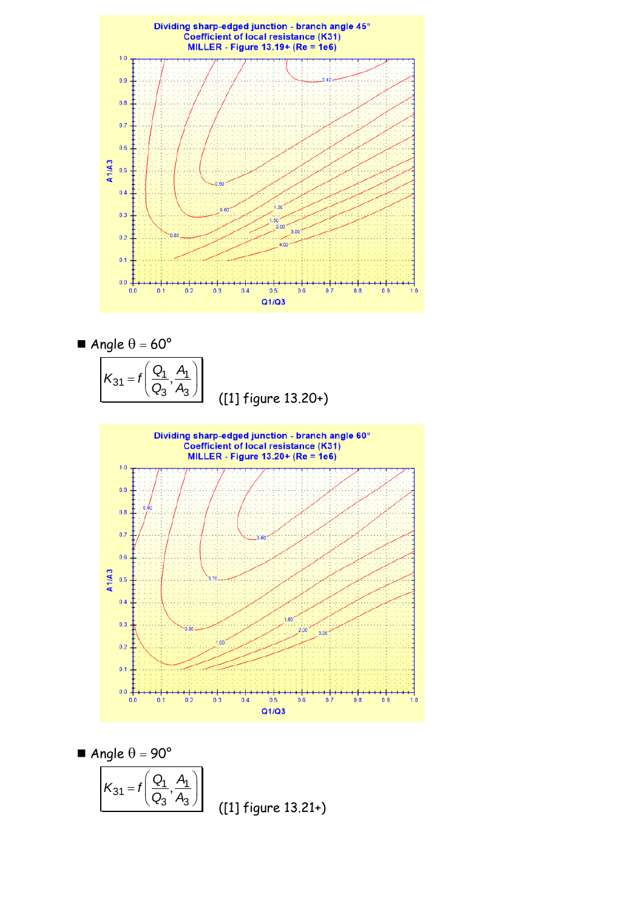Dividing sharp-edged junction - branch angle 45°
Coefficient of local resistance (K31)
MILLER - Figure 13.19+ (Re = 1e6)

A1/A3

Q1/Q3

0.0 0.1 0.2 0.3 0.4 0.5 0.6 0.7 0.8 0.9 1.0

0.40 0.50 0.60 0.80 1.00 1.50 2.00 3.00 4.00

- Angle $\theta = 60°$

$$K_{31} = f\left(\frac{Q_1}{Q_3}, \frac{A_1}{A_3}\right)$$

([1] figure 13.20+)

Dividing sharp-edged junction - branch angle 60°
Coefficient of local resistance (K31)
MILLER - Figure 13.20+ (Re = 1e6)

A1/A3

Q1/Q3

0.0 0.1 0.2 0.3 0.4 0.5 0.6 0.7 0.8 0.9 1.0

0.90 0.60 0.70 0.80 1.00 1.50 2.00 3.00

- Angle $\theta = 90°$

$$K_{31} = f\left(\frac{Q_1}{Q_3}, \frac{A_1}{A_3}\right)$$

([1] figure 13.21+)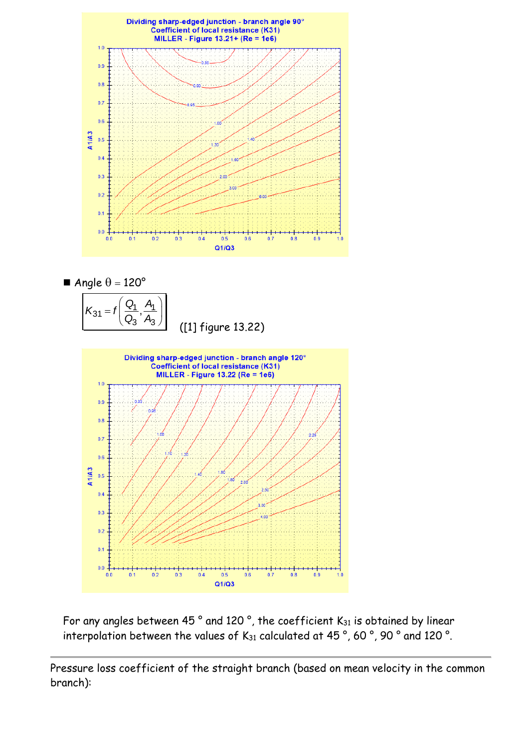Dividing sharp-edged junction - branch angle 90°
Coefficient of local resistance (K31)
MILLER - Figure 13.21+ (Re = 1e6)

A1/A3

Q1/Q3

0.0
0.1
0.2
0.3
0.4
0.5
0.6
0.7
0.8
0.9
1.0

0.85
0.80
0.95
1.00
1.20
1.40
1.60
2.00
3.00
6.00

- Angle $\theta = 120°$

$$K_{31} = f\left(\frac{Q_1}{Q_3}, \frac{A_1}{A_3}\right)$$

([1] figure 13.22)

Dividing sharp-edged junction - branch angle 120°
Coefficient of local resistance (K31)
MILLER - Figure 13.22 (Re = 1e6)

A1/A3

Q1/Q3

0.0
0.1
0.2
0.3
0.4
0.5
0.6
0.7
0.8
0.9
1.0

0.93
0.95
1.00
1.10
1.20
1.40
1.60
1.80
2.00
2.25
2.50
3.00
4.00

For any angles between 45 ° and 120 °, the coefficient $K_{31}$ is obtained by linear interpolation between the values of $K_{31}$ calculated at 45 °, 60 °, 90 ° and 120 °.

---

Pressure loss coefficient of the straight branch (based on mean velocity in the common branch):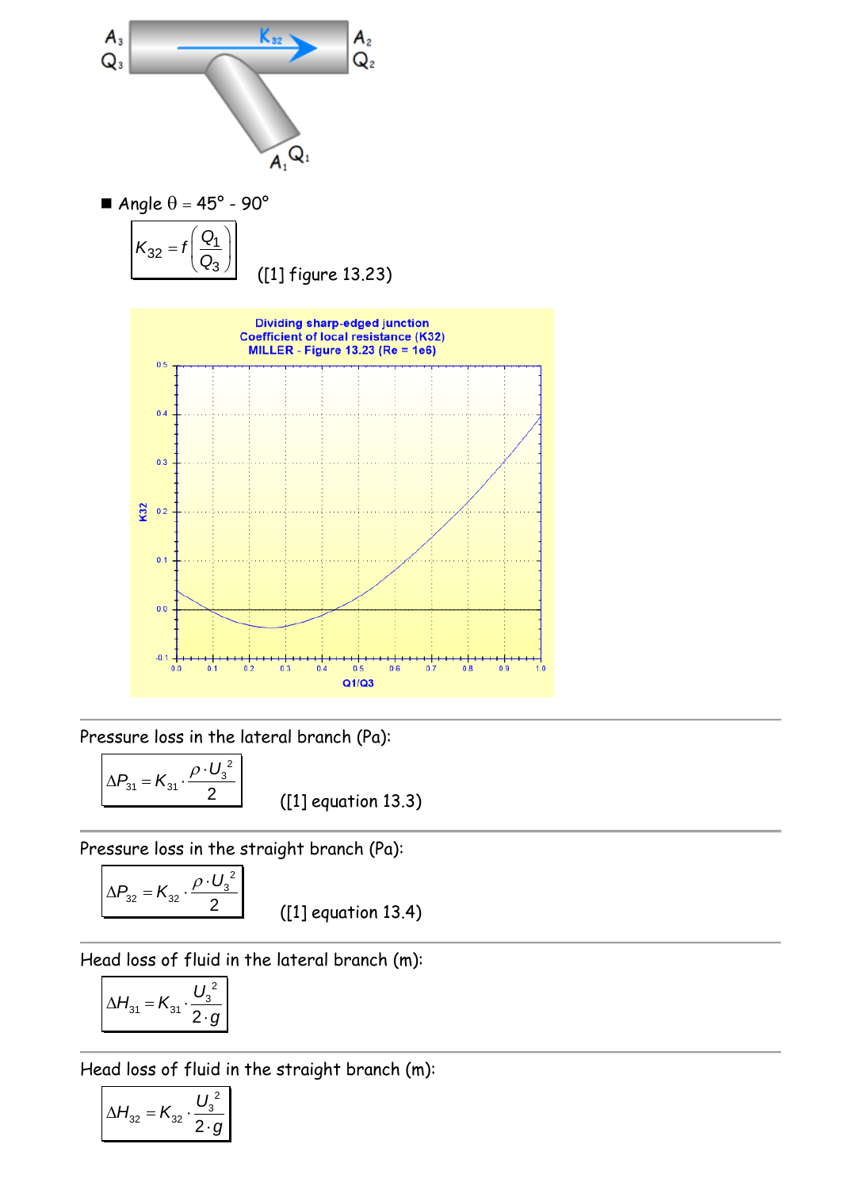$A_3$ $Q_3$ $K_{32}$ $A_2$ $Q_2$ $A_1$ $Q_1$

■ Angle $\theta = 45° - 90°$

$$K_{32} = f\left(\frac{Q_1}{Q_3}\right)$$

([1] figure 13.23)

Dividing sharp-edged junction
Coefficient of local resistance (K32)
MILLER - Figure 13.23 (Re = 1e6)

K32

0.5
0.4
0.3
0.2
0.1
0.0
-0.1

0.0 0.1 0.2 0.3 0.4 0.5 0.6 0.7 0.8 0.9 1.0

Q1/Q3

Pressure loss in the lateral branch (Pa):

$$\Delta P_{31} = K_{31} \cdot \frac{\rho \cdot U_3^{\,2}}{2}$$

([1] equation 13.3)

Pressure loss in the straight branch (Pa):

$$\Delta P_{32} = K_{32} \cdot \frac{\rho \cdot U_3^{\,2}}{2}$$

([1] equation 13.4)

Head loss of fluid in the lateral branch (m):

$$\Delta H_{31} = K_{31} \cdot \frac{U_3^{\,2}}{2 \cdot g}$$

Head loss of fluid in the straight branch (m):

$$\Delta H_{32} = K_{32} \cdot \frac{U_3^{\,2}}{2 \cdot g}$$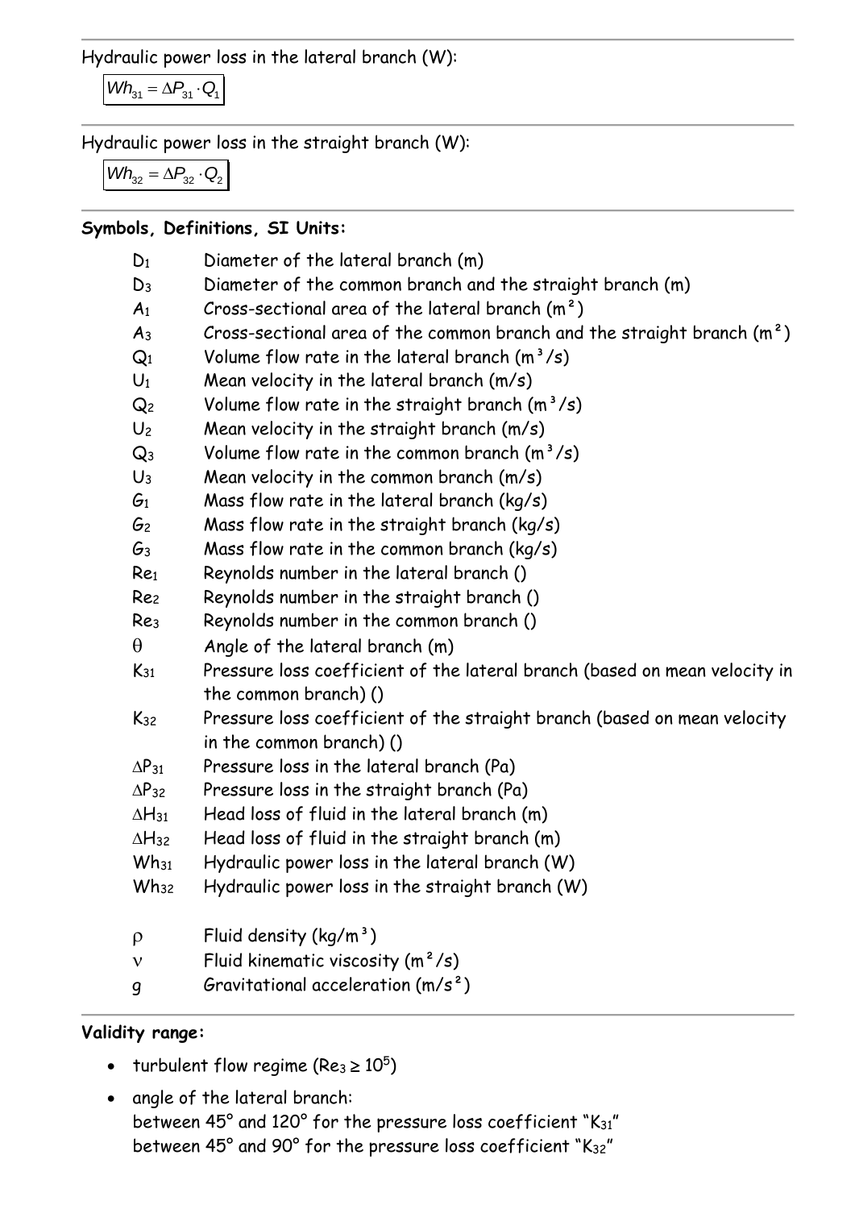Hydraulic power loss in the lateral branch (W):

$$Wh_{31} = \Delta P_{31} \cdot Q_1$$

Hydraulic power loss in the straight branch (W):

$$Wh_{32} = \Delta P_{32} \cdot Q_2$$

**Symbols, Definitions, SI Units:**

| | |
|---|---|
| $D_1$ | Diameter of the lateral branch (m) |
| $D_3$ | Diameter of the common branch and the straight branch (m) |
| $A_1$ | Cross-sectional area of the lateral branch (m²) |
| $A_3$ | Cross-sectional area of the common branch and the straight branch (m²) |
| $Q_1$ | Volume flow rate in the lateral branch (m³/s) |
| $U_1$ | Mean velocity in the lateral branch (m/s) |
| $Q_2$ | Volume flow rate in the straight branch (m³/s) |
| $U_2$ | Mean velocity in the straight branch (m/s) |
| $Q_3$ | Volume flow rate in the common branch (m³/s) |
| $U_3$ | Mean velocity in the common branch (m/s) |
| $G_1$ | Mass flow rate in the lateral branch (kg/s) |
| $G_2$ | Mass flow rate in the straight branch (kg/s) |
| $G_3$ | Mass flow rate in the common branch (kg/s) |
| $Re_1$ | Reynolds number in the lateral branch () |
| $Re_2$ | Reynolds number in the straight branch () |
| $Re_3$ | Reynolds number in the common branch () |
| $\theta$ | Angle of the lateral branch (m) |
| $K_{31}$ | Pressure loss coefficient of the lateral branch (based on mean velocity in the common branch) () |
| $K_{32}$ | Pressure loss coefficient of the straight branch (based on mean velocity in the common branch) () |
| $\Delta P_{31}$ | Pressure loss in the lateral branch (Pa) |
| $\Delta P_{32}$ | Pressure loss in the straight branch (Pa) |
| $\Delta H_{31}$ | Head loss of fluid in the lateral branch (m) |
| $\Delta H_{32}$ | Head loss of fluid in the straight branch (m) |
| $Wh_{31}$ | Hydraulic power loss in the lateral branch (W) |
| $Wh_{32}$ | Hydraulic power loss in the straight branch (W) |
| $\rho$ | Fluid density (kg/m³) |
| $\nu$ | Fluid kinematic viscosity (m²/s) |
| $g$ | Gravitational acceleration (m/s²) |

**Validity range:**

- turbulent flow regime ($Re_3 \geq 10^5$)
- angle of the lateral branch:
  between 45° and 120° for the pressure loss coefficient "$K_{31}$"
  between 45° and 90° for the pressure loss coefficient "$K_{32}$"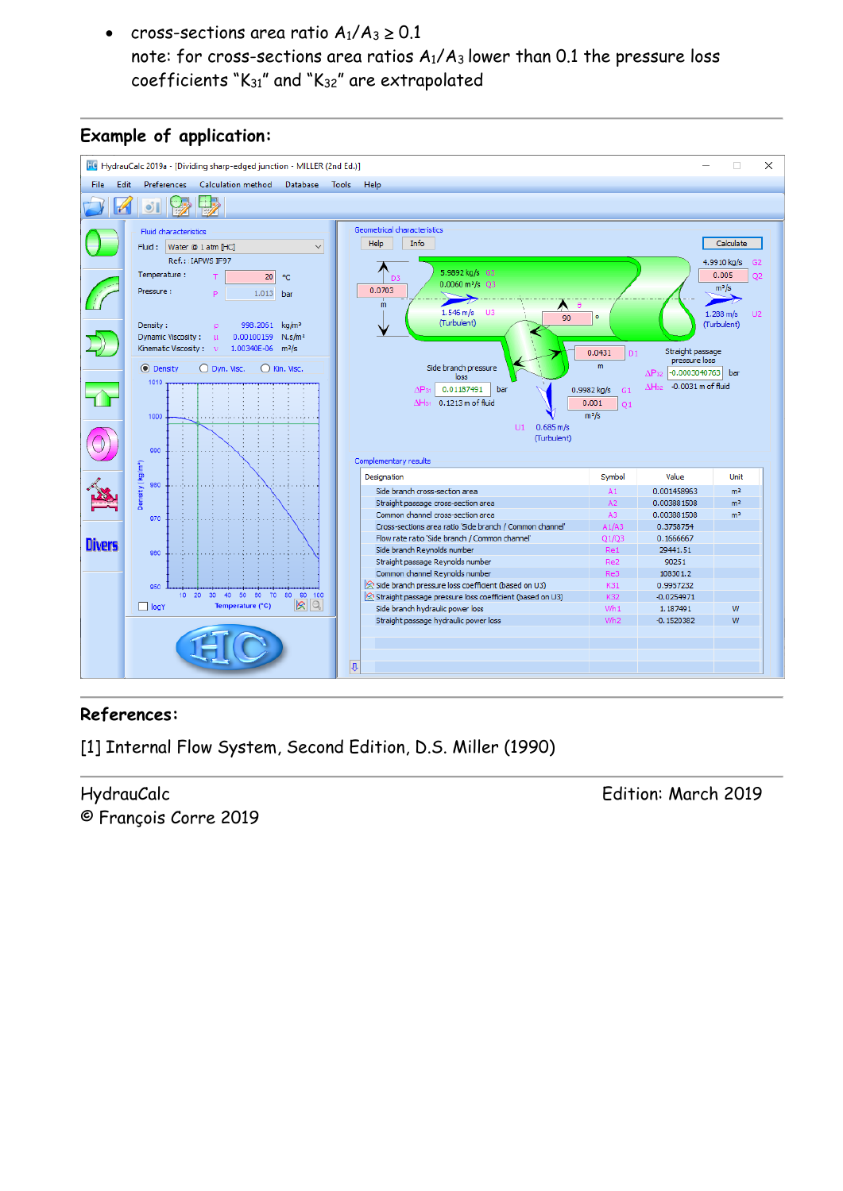- cross-sections area ratio $A_1/A_3 \geq 0.1$
  note: for cross-sections area ratios $A_1/A_3$ lower than 0.1 the pressure loss coefficients "$K_{31}$" and "$K_{32}$" are extrapolated

## Example of application:

## References:

[1] Internal Flow System, Second Edition, D.S. Miller (1990)